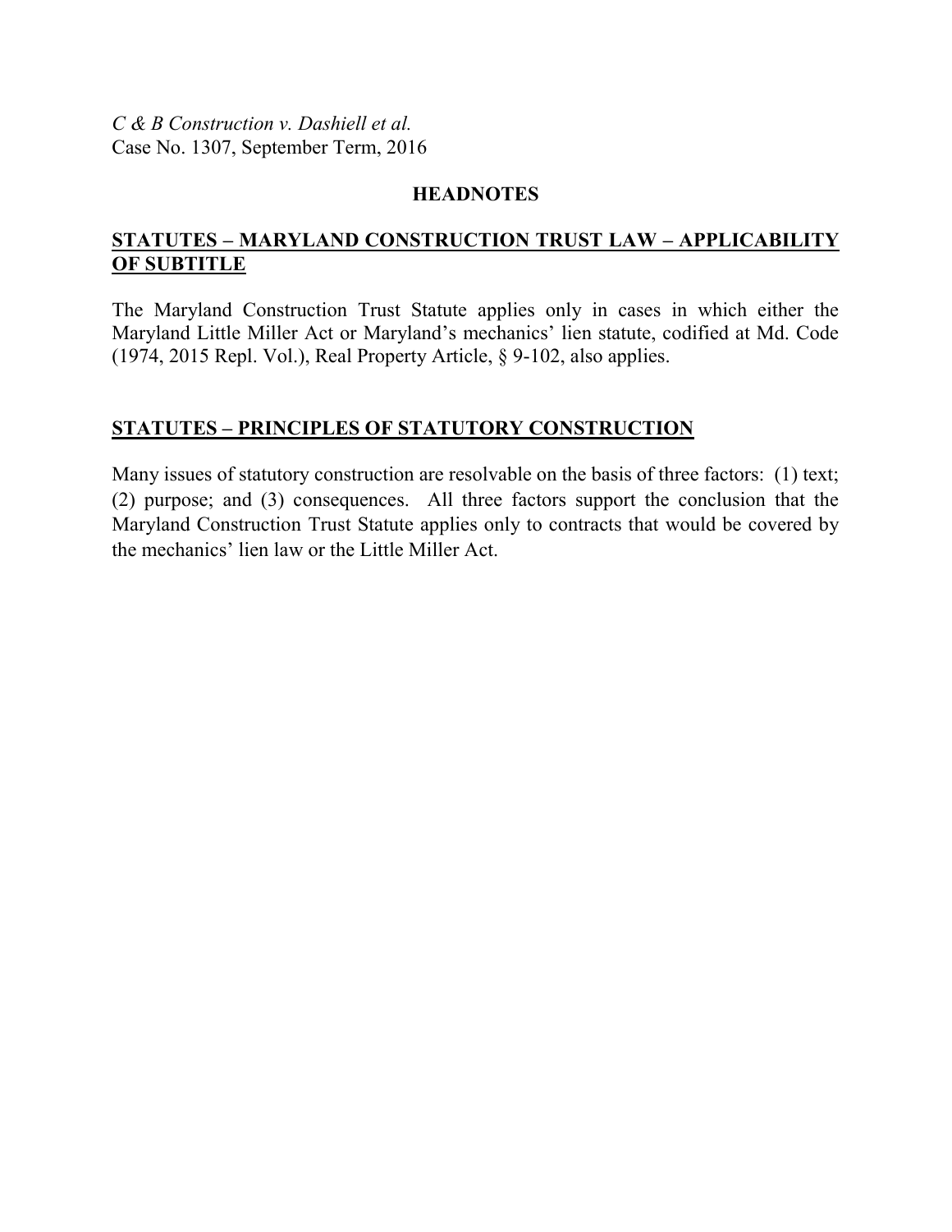*C & B Construction v. Dashiell et al.*
Case No. 1307, September Term, 2016

## HEADNOTES

### STATUTES – MARYLAND CONSTRUCTION TRUST LAW – APPLICABILITY OF SUBTITLE

The Maryland Construction Trust Statute applies only in cases in which either the Maryland Little Miller Act or Maryland's mechanics' lien statute, codified at Md. Code (1974, 2015 Repl. Vol.), Real Property Article, § 9-102, also applies.

### STATUTES – PRINCIPLES OF STATUTORY CONSTRUCTION

Many issues of statutory construction are resolvable on the basis of three factors: (1) text; (2) purpose; and (3) consequences. All three factors support the conclusion that the Maryland Construction Trust Statute applies only to contracts that would be covered by the mechanics' lien law or the Little Miller Act.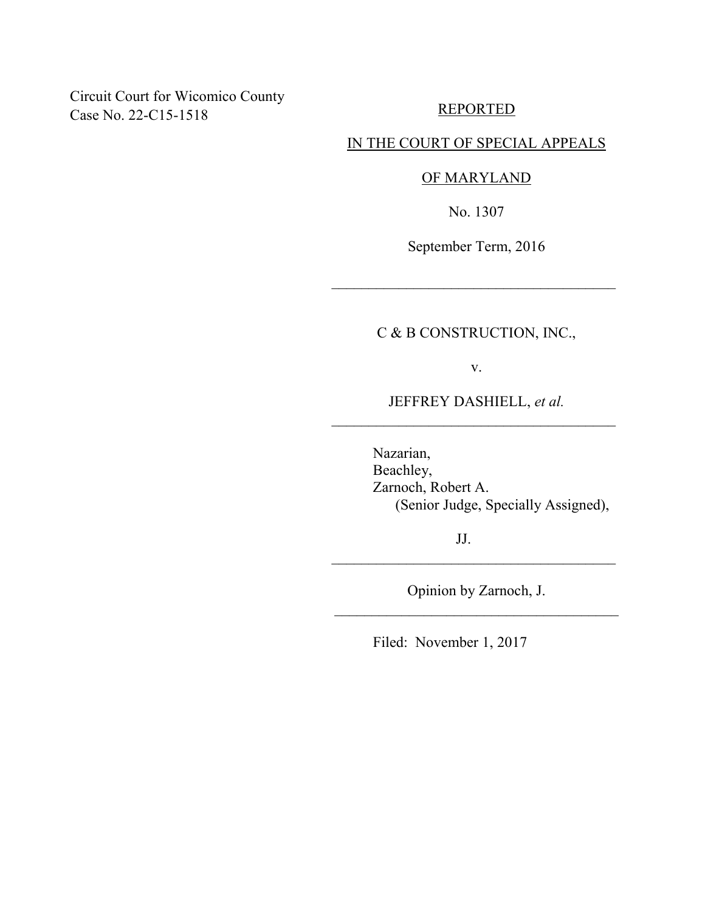Circuit Court for Wicomico County
Case No. 22-C15-1518

REPORTED

IN THE COURT OF SPECIAL APPEALS

OF MARYLAND

No. 1307

September Term, 2016

---

C & B CONSTRUCTION, INC.,

v.

JEFFREY DASHIELL, *et al.*

---

Nazarian,
Beachley,
Zarnoch, Robert A.
(Senior Judge, Specially Assigned),

JJ.

---

Opinion by Zarnoch, J.

---

Filed: November 1, 2017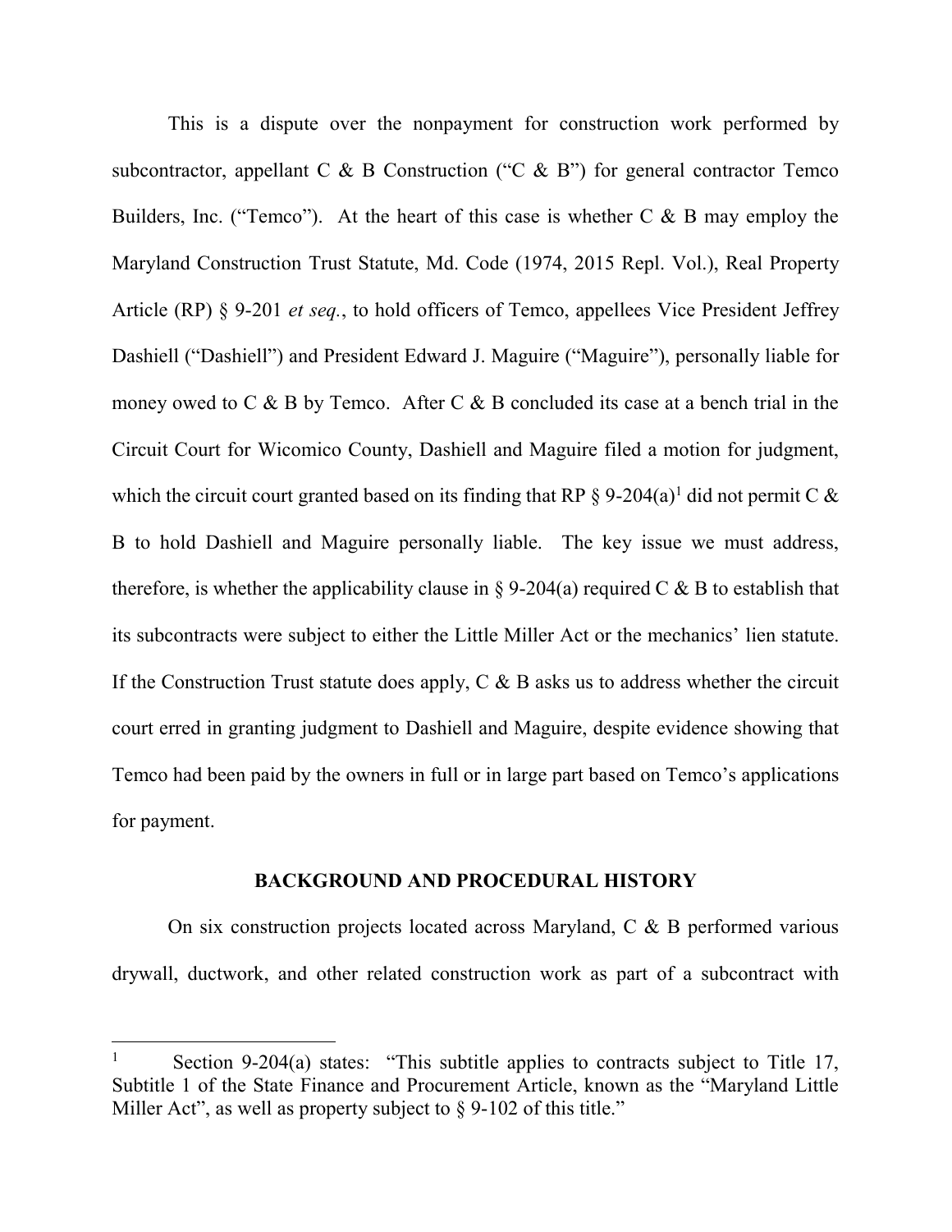This is a dispute over the nonpayment for construction work performed by subcontractor, appellant C & B Construction ("C & B") for general contractor Temco Builders, Inc. ("Temco"). At the heart of this case is whether C & B may employ the Maryland Construction Trust Statute, Md. Code (1974, 2015 Repl. Vol.), Real Property Article (RP) § 9-201 *et seq.*, to hold officers of Temco, appellees Vice President Jeffrey Dashiell ("Dashiell") and President Edward J. Maguire ("Maguire"), personally liable for money owed to C & B by Temco. After C & B concluded its case at a bench trial in the Circuit Court for Wicomico County, Dashiell and Maguire filed a motion for judgment, which the circuit court granted based on its finding that RP § 9-204(a)[1] did not permit C & B to hold Dashiell and Maguire personally liable. The key issue we must address, therefore, is whether the applicability clause in § 9-204(a) required C & B to establish that its subcontracts were subject to either the Little Miller Act or the mechanics' lien statute. If the Construction Trust statute does apply, C & B asks us to address whether the circuit court erred in granting judgment to Dashiell and Maguire, despite evidence showing that Temco had been paid by the owners in full or in large part based on Temco's applications for payment.

## BACKGROUND AND PROCEDURAL HISTORY

On six construction projects located across Maryland, C & B performed various drywall, ductwork, and other related construction work as part of a subcontract with

---

[1] Section 9-204(a) states: "This subtitle applies to contracts subject to Title 17, Subtitle 1 of the State Finance and Procurement Article, known as the "Maryland Little Miller Act", as well as property subject to § 9-102 of this title."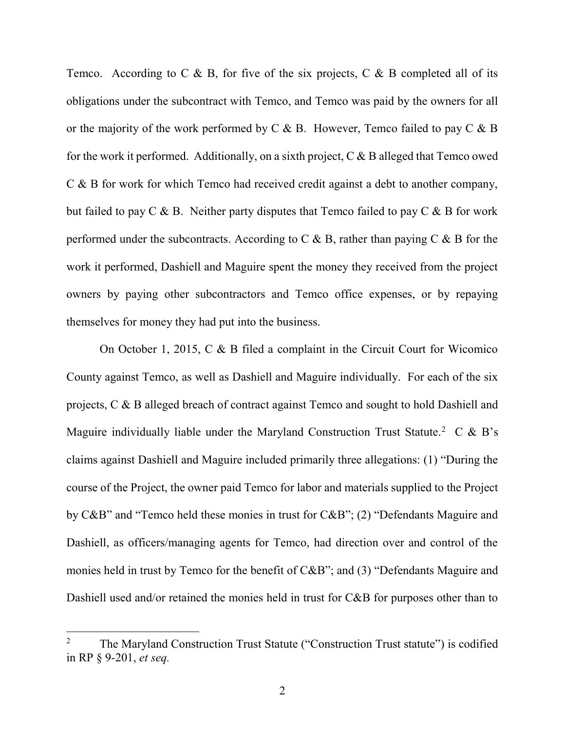Temco. According to C & B, for five of the six projects, C & B completed all of its obligations under the subcontract with Temco, and Temco was paid by the owners for all or the majority of the work performed by C & B. However, Temco failed to pay C & B for the work it performed. Additionally, on a sixth project, C & B alleged that Temco owed C & B for work for which Temco had received credit against a debt to another company, but failed to pay C & B. Neither party disputes that Temco failed to pay C & B for work performed under the subcontracts. According to C & B, rather than paying C & B for the work it performed, Dashiell and Maguire spent the money they received from the project owners by paying other subcontractors and Temco office expenses, or by repaying themselves for money they had put into the business.

On October 1, 2015, C & B filed a complaint in the Circuit Court for Wicomico County against Temco, as well as Dashiell and Maguire individually. For each of the six projects, C & B alleged breach of contract against Temco and sought to hold Dashiell and Maguire individually liable under the Maryland Construction Trust Statute.[2] C & B's claims against Dashiell and Maguire included primarily three allegations: (1) "During the course of the Project, the owner paid Temco for labor and materials supplied to the Project by C&B" and "Temco held these monies in trust for C&B"; (2) "Defendants Maguire and Dashiell, as officers/managing agents for Temco, had direction over and control of the monies held in trust by Temco for the benefit of C&B"; and (3) "Defendants Maguire and Dashiell used and/or retained the monies held in trust for C&B for purposes other than to

---

[2] The Maryland Construction Trust Statute ("Construction Trust statute") is codified in RP § 9-201, *et seq.*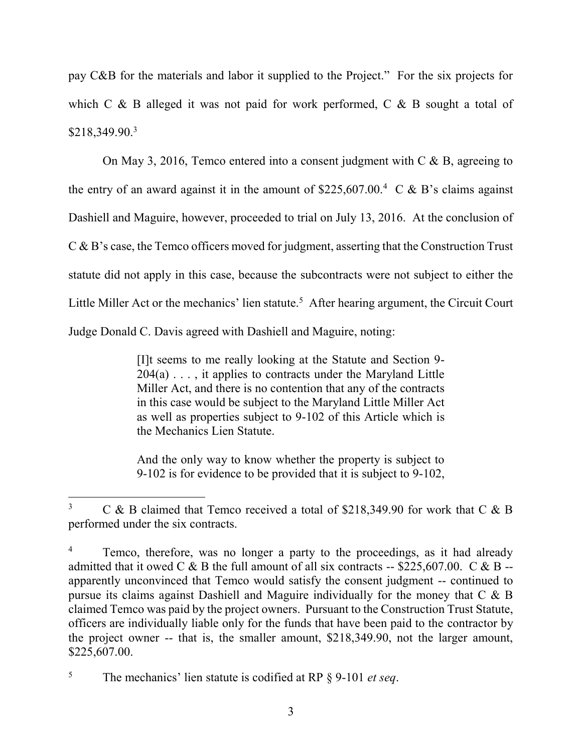pay C&B for the materials and labor it supplied to the Project." For the six projects for which C & B alleged it was not paid for work performed, C & B sought a total of $218,349.90.[3]

On May 3, 2016, Temco entered into a consent judgment with C & B, agreeing to the entry of an award against it in the amount of $225,607.00.[4] C & B's claims against Dashiell and Maguire, however, proceeded to trial on July 13, 2016. At the conclusion of C & B's case, the Temco officers moved for judgment, asserting that the Construction Trust statute did not apply in this case, because the subcontracts were not subject to either the Little Miller Act or the mechanics' lien statute.[5] After hearing argument, the Circuit Court Judge Donald C. Davis agreed with Dashiell and Maguire, noting:

> [I]t seems to me really looking at the Statute and Section 9-204(a) . . . , it applies to contracts under the Maryland Little Miller Act, and there is no contention that any of the contracts in this case would be subject to the Maryland Little Miller Act as well as properties subject to 9-102 of this Article which is the Mechanics Lien Statute.
>
> And the only way to know whether the property is subject to 9-102 is for evidence to be provided that it is subject to 9-102,

---

[3] C & B claimed that Temco received a total of $218,349.90 for work that C & B performed under the six contracts.

[4] Temco, therefore, was no longer a party to the proceedings, as it had already admitted that it owed C & B the full amount of all six contracts -- $225,607.00. C & B -- apparently unconvinced that Temco would satisfy the consent judgment -- continued to pursue its claims against Dashiell and Maguire individually for the money that C & B claimed Temco was paid by the project owners. Pursuant to the Construction Trust Statute, officers are individually liable only for the funds that have been paid to the contractor by the project owner -- that is, the smaller amount, $218,349.90, not the larger amount, $225,607.00.

[5] The mechanics' lien statute is codified at RP § 9-101 *et seq*.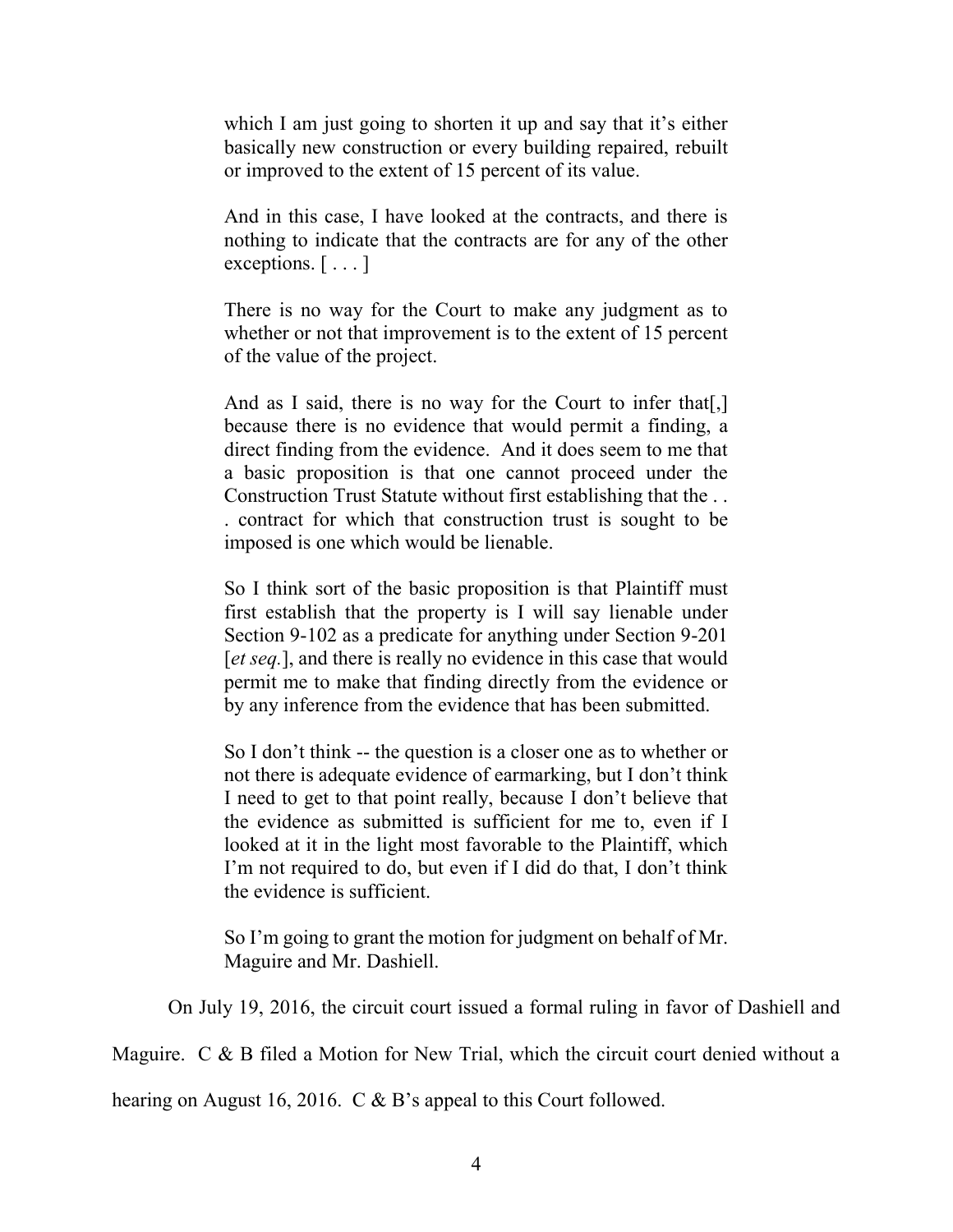> which I am just going to shorten it up and say that it's either basically new construction or every building repaired, rebuilt or improved to the extent of 15 percent of its value.
>
> And in this case, I have looked at the contracts, and there is nothing to indicate that the contracts are for any of the other exceptions. [ . . . ]
>
> There is no way for the Court to make any judgment as to whether or not that improvement is to the extent of 15 percent of the value of the project.
>
> And as I said, there is no way for the Court to infer that[,] because there is no evidence that would permit a finding, a direct finding from the evidence. And it does seem to me that a basic proposition is that one cannot proceed under the Construction Trust Statute without first establishing that the . . . contract for which that construction trust is sought to be imposed is one which would be lienable.
>
> So I think sort of the basic proposition is that Plaintiff must first establish that the property is I will say lienable under Section 9-102 as a predicate for anything under Section 9-201 [*et seq.*], and there is really no evidence in this case that would permit me to make that finding directly from the evidence or by any inference from the evidence that has been submitted.
>
> So I don't think -- the question is a closer one as to whether or not there is adequate evidence of earmarking, but I don't think I need to get to that point really, because I don't believe that the evidence as submitted is sufficient for me to, even if I looked at it in the light most favorable to the Plaintiff, which I'm not required to do, but even if I did do that, I don't think the evidence is sufficient.
>
> So I'm going to grant the motion for judgment on behalf of Mr. Maguire and Mr. Dashiell.

On July 19, 2016, the circuit court issued a formal ruling in favor of Dashiell and Maguire. C & B filed a Motion for New Trial, which the circuit court denied without a hearing on August 16, 2016. C & B's appeal to this Court followed.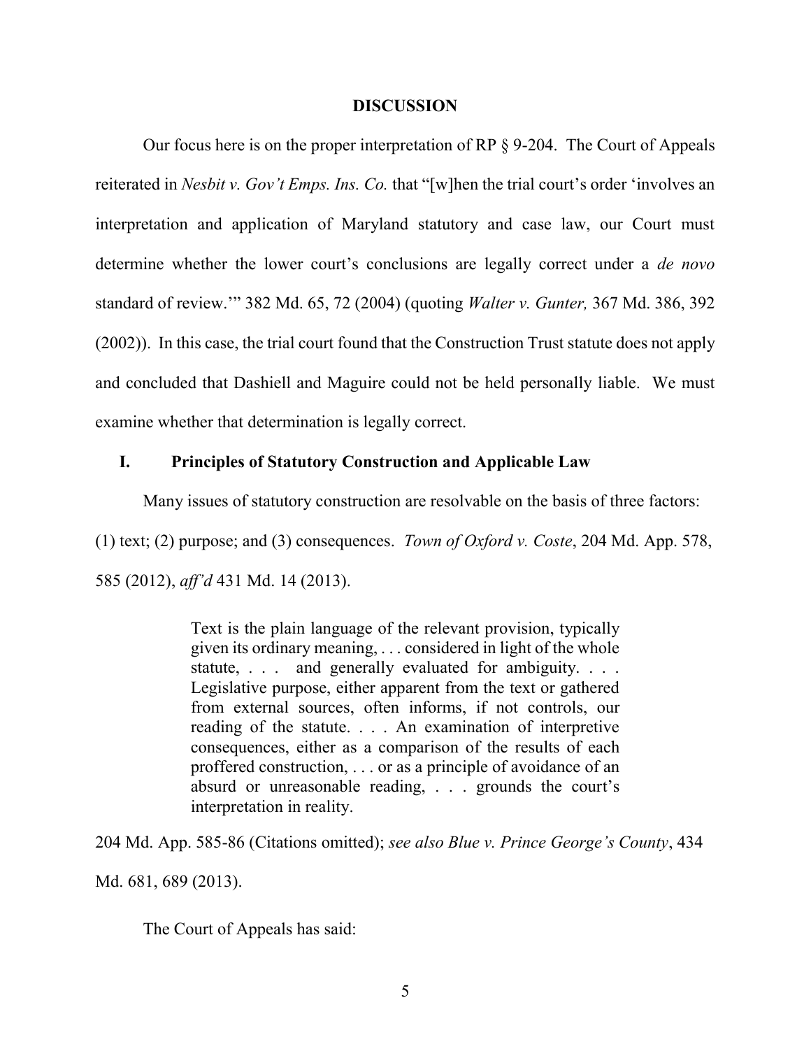## DISCUSSION

Our focus here is on the proper interpretation of RP § 9-204. The Court of Appeals reiterated in *Nesbit v. Gov't Emps. Ins. Co.* that "[w]hen the trial court's order 'involves an interpretation and application of Maryland statutory and case law, our Court must determine whether the lower court's conclusions are legally correct under a *de novo* standard of review.'" 382 Md. 65, 72 (2004) (quoting *Walter v. Gunter,* 367 Md. 386, 392 (2002)). In this case, the trial court found that the Construction Trust statute does not apply and concluded that Dashiell and Maguire could not be held personally liable. We must examine whether that determination is legally correct.

### I. Principles of Statutory Construction and Applicable Law

Many issues of statutory construction are resolvable on the basis of three factors: (1) text; (2) purpose; and (3) consequences. *Town of Oxford v. Coste*, 204 Md. App. 578, 585 (2012), *aff'd* 431 Md. 14 (2013).

> Text is the plain language of the relevant provision, typically given its ordinary meaning, . . . considered in light of the whole statute, . . . and generally evaluated for ambiguity. . . . Legislative purpose, either apparent from the text or gathered from external sources, often informs, if not controls, our reading of the statute. . . . An examination of interpretive consequences, either as a comparison of the results of each proffered construction, . . . or as a principle of avoidance of an absurd or unreasonable reading, . . . grounds the court's interpretation in reality.

204 Md. App. 585-86 (Citations omitted); *see also Blue v. Prince George's County*, 434 Md. 681, 689 (2013).

The Court of Appeals has said: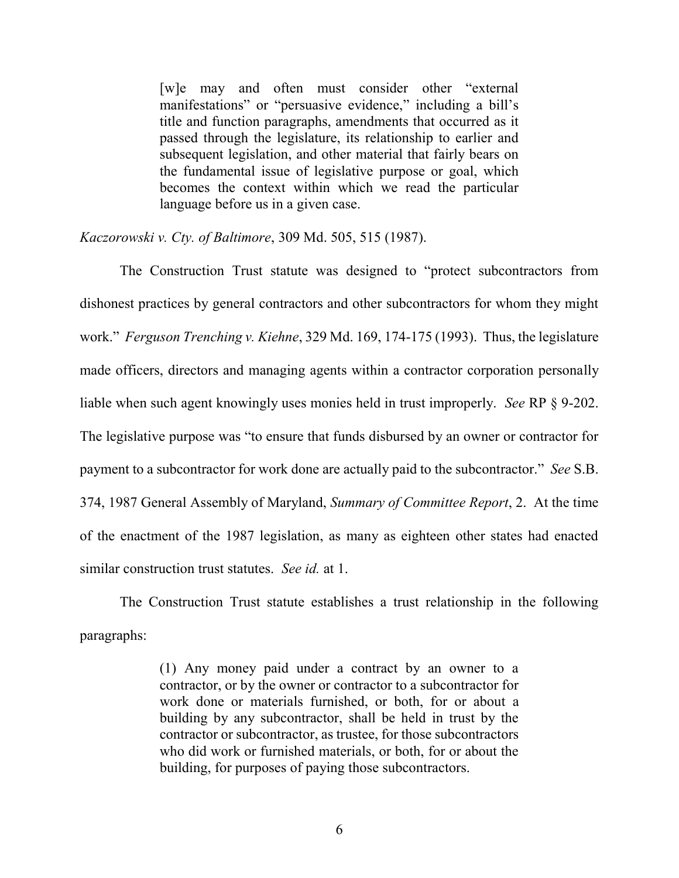> [w]e may and often must consider other "external manifestations" or "persuasive evidence," including a bill's title and function paragraphs, amendments that occurred as it passed through the legislature, its relationship to earlier and subsequent legislation, and other material that fairly bears on the fundamental issue of legislative purpose or goal, which becomes the context within which we read the particular language before us in a given case.

*Kaczorowski v. Cty. of Baltimore*, 309 Md. 505, 515 (1987).

The Construction Trust statute was designed to "protect subcontractors from dishonest practices by general contractors and other subcontractors for whom they might work." *Ferguson Trenching v. Kiehne*, 329 Md. 169, 174-175 (1993). Thus, the legislature made officers, directors and managing agents within a contractor corporation personally liable when such agent knowingly uses monies held in trust improperly. *See* RP § 9-202. The legislative purpose was "to ensure that funds disbursed by an owner or contractor for payment to a subcontractor for work done are actually paid to the subcontractor." *See* S.B. 374, 1987 General Assembly of Maryland, *Summary of Committee Report*, 2. At the time of the enactment of the 1987 legislation, as many as eighteen other states had enacted similar construction trust statutes. *See id.* at 1.

The Construction Trust statute establishes a trust relationship in the following paragraphs:

> (1) Any money paid under a contract by an owner to a contractor, or by the owner or contractor to a subcontractor for work done or materials furnished, or both, for or about a building by any subcontractor, shall be held in trust by the contractor or subcontractor, as trustee, for those subcontractors who did work or furnished materials, or both, for or about the building, for purposes of paying those subcontractors.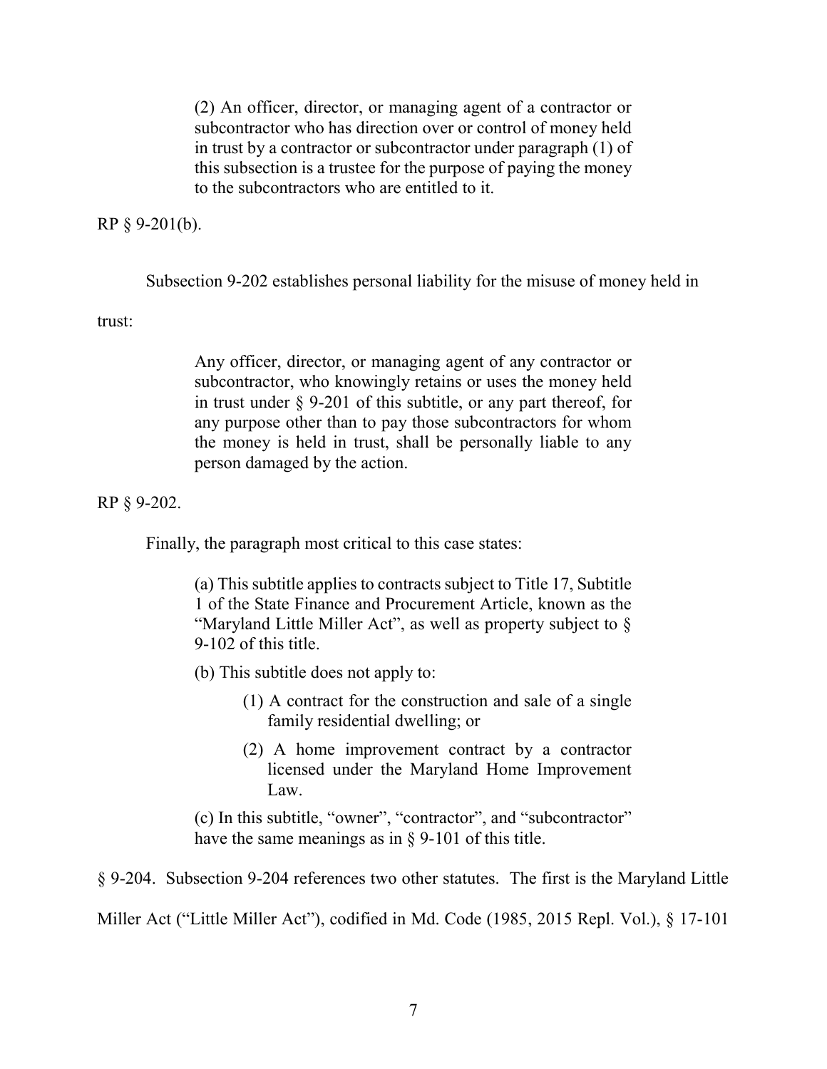> (2) An officer, director, or managing agent of a contractor or subcontractor who has direction over or control of money held in trust by a contractor or subcontractor under paragraph (1) of this subsection is a trustee for the purpose of paying the money to the subcontractors who are entitled to it.

RP § 9-201(b).

Subsection 9-202 establishes personal liability for the misuse of money held in trust:

> Any officer, director, or managing agent of any contractor or subcontractor, who knowingly retains or uses the money held in trust under § 9-201 of this subtitle, or any part thereof, for any purpose other than to pay those subcontractors for whom the money is held in trust, shall be personally liable to any person damaged by the action.

RP § 9-202.

Finally, the paragraph most critical to this case states:

> (a) This subtitle applies to contracts subject to Title 17, Subtitle 1 of the State Finance and Procurement Article, known as the "Maryland Little Miller Act", as well as property subject to § 9-102 of this title.
>
> (b) This subtitle does not apply to:
>
> > (1) A contract for the construction and sale of a single family residential dwelling; or
> >
> > (2) A home improvement contract by a contractor licensed under the Maryland Home Improvement Law.
>
> (c) In this subtitle, "owner", "contractor", and "subcontractor" have the same meanings as in § 9-101 of this title.

§ 9-204. Subsection 9-204 references two other statutes. The first is the Maryland Little Miller Act ("Little Miller Act"), codified in Md. Code (1985, 2015 Repl. Vol.), § 17-101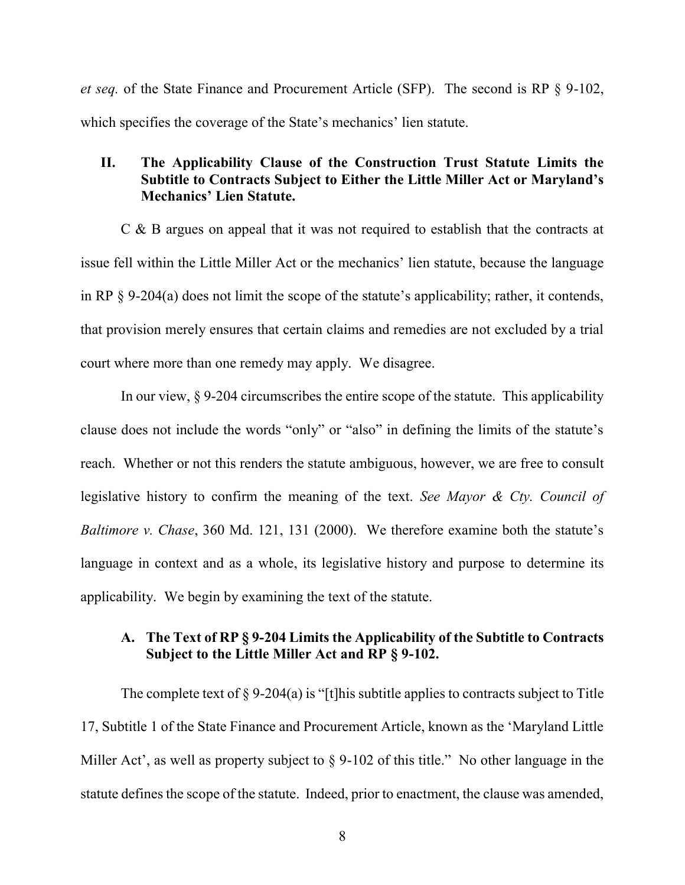*et seq.* of the State Finance and Procurement Article (SFP). The second is RP § 9-102, which specifies the coverage of the State's mechanics' lien statute.

## II. The Applicability Clause of the Construction Trust Statute Limits the Subtitle to Contracts Subject to Either the Little Miller Act or Maryland's Mechanics' Lien Statute.

C & B argues on appeal that it was not required to establish that the contracts at issue fell within the Little Miller Act or the mechanics' lien statute, because the language in RP § 9-204(a) does not limit the scope of the statute's applicability; rather, it contends, that provision merely ensures that certain claims and remedies are not excluded by a trial court where more than one remedy may apply. We disagree.

In our view, § 9-204 circumscribes the entire scope of the statute. This applicability clause does not include the words "only" or "also" in defining the limits of the statute's reach. Whether or not this renders the statute ambiguous, however, we are free to consult legislative history to confirm the meaning of the text. *See Mayor & Cty. Council of Baltimore v. Chase*, 360 Md. 121, 131 (2000). We therefore examine both the statute's language in context and as a whole, its legislative history and purpose to determine its applicability. We begin by examining the text of the statute.

### A. The Text of RP § 9-204 Limits the Applicability of the Subtitle to Contracts Subject to the Little Miller Act and RP § 9-102.

The complete text of § 9-204(a) is "[t]his subtitle applies to contracts subject to Title 17, Subtitle 1 of the State Finance and Procurement Article, known as the 'Maryland Little Miller Act', as well as property subject to § 9-102 of this title." No other language in the statute defines the scope of the statute. Indeed, prior to enactment, the clause was amended,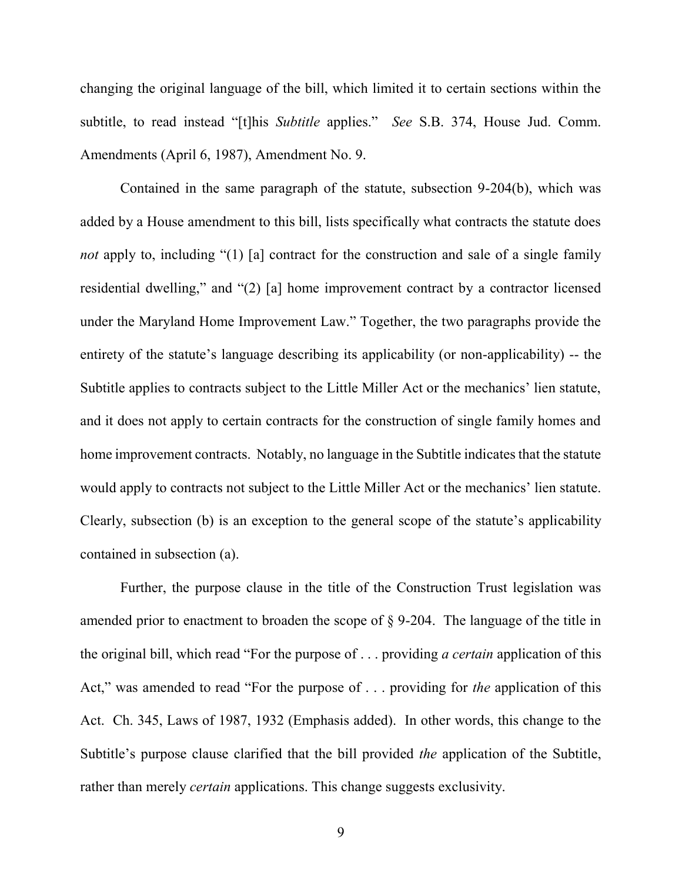changing the original language of the bill, which limited it to certain sections within the subtitle, to read instead "[t]his *Subtitle* applies." *See* S.B. 374, House Jud. Comm. Amendments (April 6, 1987), Amendment No. 9.

Contained in the same paragraph of the statute, subsection 9-204(b), which was added by a House amendment to this bill, lists specifically what contracts the statute does *not* apply to, including "(1) [a] contract for the construction and sale of a single family residential dwelling," and "(2) [a] home improvement contract by a contractor licensed under the Maryland Home Improvement Law." Together, the two paragraphs provide the entirety of the statute's language describing its applicability (or non-applicability) -- the Subtitle applies to contracts subject to the Little Miller Act or the mechanics' lien statute, and it does not apply to certain contracts for the construction of single family homes and home improvement contracts. Notably, no language in the Subtitle indicates that the statute would apply to contracts not subject to the Little Miller Act or the mechanics' lien statute. Clearly, subsection (b) is an exception to the general scope of the statute's applicability contained in subsection (a).

Further, the purpose clause in the title of the Construction Trust legislation was amended prior to enactment to broaden the scope of § 9-204. The language of the title in the original bill, which read "For the purpose of . . . providing *a certain* application of this Act," was amended to read "For the purpose of . . . providing for *the* application of this Act. Ch. 345, Laws of 1987, 1932 (Emphasis added). In other words, this change to the Subtitle's purpose clause clarified that the bill provided *the* application of the Subtitle, rather than merely *certain* applications. This change suggests exclusivity.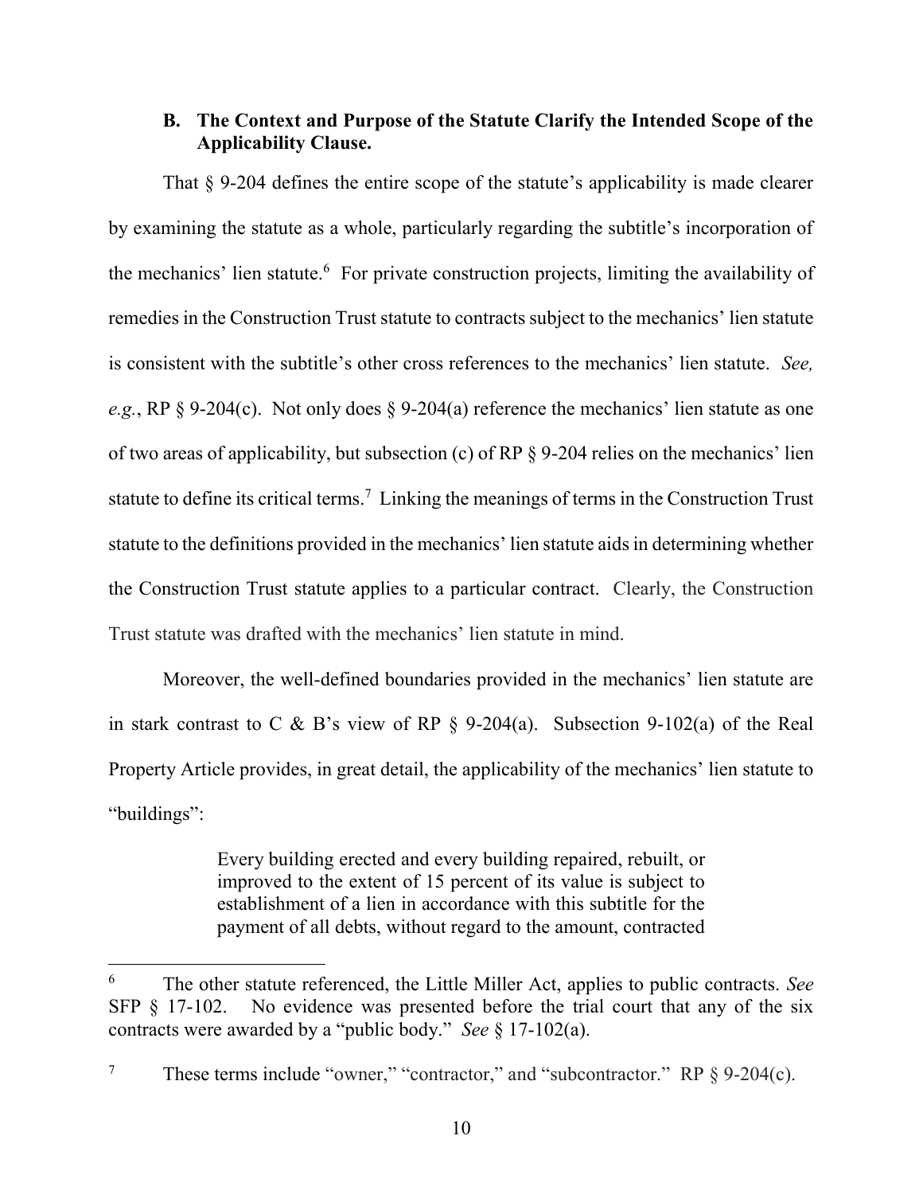### B. The Context and Purpose of the Statute Clarify the Intended Scope of the Applicability Clause.

That § 9-204 defines the entire scope of the statute's applicability is made clearer by examining the statute as a whole, particularly regarding the subtitle's incorporation of the mechanics' lien statute.[6] For private construction projects, limiting the availability of remedies in the Construction Trust statute to contracts subject to the mechanics' lien statute is consistent with the subtitle's other cross references to the mechanics' lien statute. *See, e.g.*, RP § 9-204(c). Not only does § 9-204(a) reference the mechanics' lien statute as one of two areas of applicability, but subsection (c) of RP § 9-204 relies on the mechanics' lien statute to define its critical terms.[7] Linking the meanings of terms in the Construction Trust statute to the definitions provided in the mechanics' lien statute aids in determining whether the Construction Trust statute applies to a particular contract. Clearly, the Construction Trust statute was drafted with the mechanics' lien statute in mind.

Moreover, the well-defined boundaries provided in the mechanics' lien statute are in stark contrast to C & B's view of RP § 9-204(a). Subsection 9-102(a) of the Real Property Article provides, in great detail, the applicability of the mechanics' lien statute to "buildings":

> Every building erected and every building repaired, rebuilt, or improved to the extent of 15 percent of its value is subject to establishment of a lien in accordance with this subtitle for the payment of all debts, without regard to the amount, contracted

---

[6] The other statute referenced, the Little Miller Act, applies to public contracts. *See* SFP § 17-102. No evidence was presented before the trial court that any of the six contracts were awarded by a "public body." *See* § 17-102(a).

[7] These terms include "owner," "contractor," and "subcontractor." RP § 9-204(c).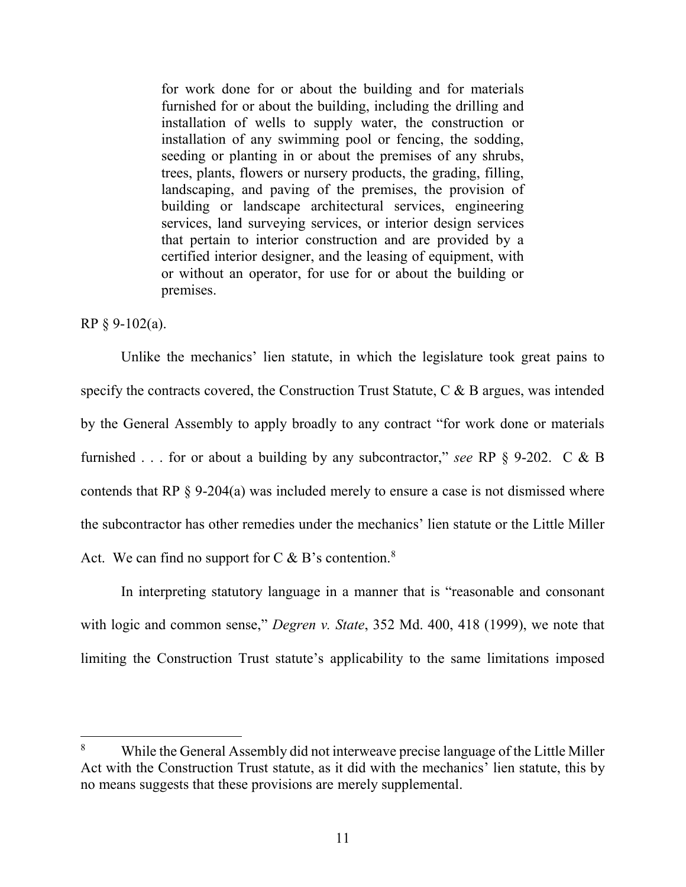> for work done for or about the building and for materials furnished for or about the building, including the drilling and installation of wells to supply water, the construction or installation of any swimming pool or fencing, the sodding, seeding or planting in or about the premises of any shrubs, trees, plants, flowers or nursery products, the grading, filling, landscaping, and paving of the premises, the provision of building or landscape architectural services, engineering services, land surveying services, or interior design services that pertain to interior construction and are provided by a certified interior designer, and the leasing of equipment, with or without an operator, for use for or about the building or premises.

RP § 9-102(a).

Unlike the mechanics' lien statute, in which the legislature took great pains to specify the contracts covered, the Construction Trust Statute, C & B argues, was intended by the General Assembly to apply broadly to any contract "for work done or materials furnished . . . for or about a building by any subcontractor," *see* RP § 9-202. C & B contends that RP § 9-204(a) was included merely to ensure a case is not dismissed where the subcontractor has other remedies under the mechanics' lien statute or the Little Miller Act. We can find no support for C & B's contention.[8]

In interpreting statutory language in a manner that is "reasonable and consonant with logic and common sense," *Degren v. State*, 352 Md. 400, 418 (1999), we note that limiting the Construction Trust statute's applicability to the same limitations imposed

---

[8] While the General Assembly did not interweave precise language of the Little Miller Act with the Construction Trust statute, as it did with the mechanics' lien statute, this by no means suggests that these provisions are merely supplemental.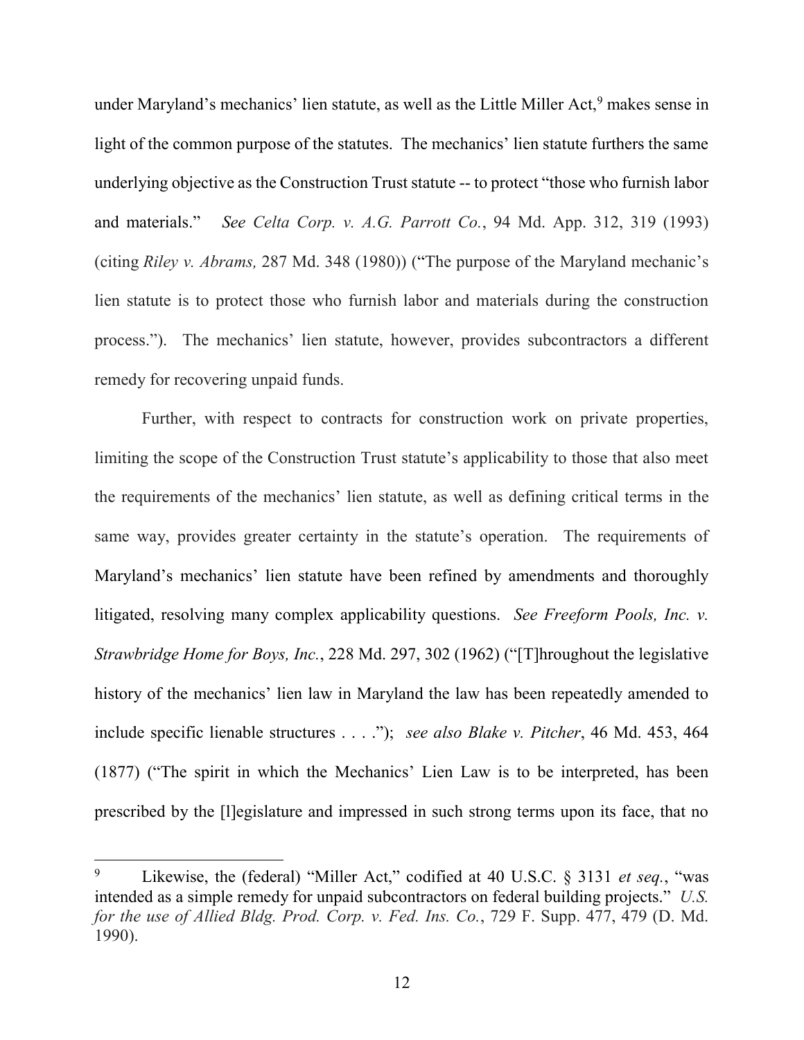under Maryland's mechanics' lien statute, as well as the Little Miller Act,[9] makes sense in light of the common purpose of the statutes. The mechanics' lien statute furthers the same underlying objective as the Construction Trust statute -- to protect "those who furnish labor and materials." *See Celta Corp. v. A.G. Parrott Co.*, 94 Md. App. 312, 319 (1993) (citing *Riley v. Abrams,* 287 Md. 348 (1980)) ("The purpose of the Maryland mechanic's lien statute is to protect those who furnish labor and materials during the construction process."). The mechanics' lien statute, however, provides subcontractors a different remedy for recovering unpaid funds.

Further, with respect to contracts for construction work on private properties, limiting the scope of the Construction Trust statute's applicability to those that also meet the requirements of the mechanics' lien statute, as well as defining critical terms in the same way, provides greater certainty in the statute's operation. The requirements of Maryland's mechanics' lien statute have been refined by amendments and thoroughly litigated, resolving many complex applicability questions. *See Freeform Pools, Inc. v. Strawbridge Home for Boys, Inc.*, 228 Md. 297, 302 (1962) ("[T]hroughout the legislative history of the mechanics' lien law in Maryland the law has been repeatedly amended to include specific lienable structures . . . ."); *see also Blake v. Pitcher*, 46 Md. 453, 464 (1877) ("The spirit in which the Mechanics' Lien Law is to be interpreted, has been prescribed by the [l]egislature and impressed in such strong terms upon its face, that no

---

[9] Likewise, the (federal) "Miller Act," codified at 40 U.S.C. § 3131 *et seq.*, "was intended as a simple remedy for unpaid subcontractors on federal building projects." *U.S. for the use of Allied Bldg. Prod. Corp. v. Fed. Ins. Co.*, 729 F. Supp. 477, 479 (D. Md. 1990).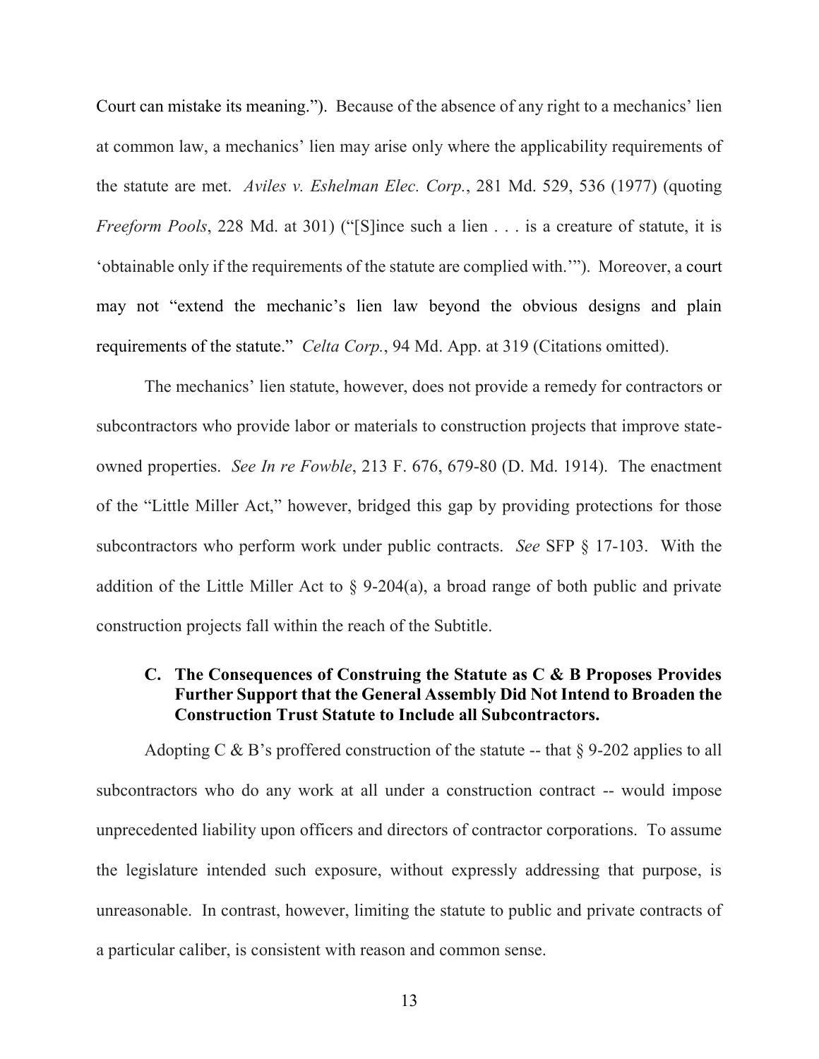Court can mistake its meaning."). Because of the absence of any right to a mechanics' lien at common law, a mechanics' lien may arise only where the applicability requirements of the statute are met. *Aviles v. Eshelman Elec. Corp.*, 281 Md. 529, 536 (1977) (quoting *Freeform Pools*, 228 Md. at 301) ("[S]ince such a lien . . . is a creature of statute, it is 'obtainable only if the requirements of the statute are complied with.'"). Moreover, a court may not "extend the mechanic's lien law beyond the obvious designs and plain requirements of the statute." *Celta Corp.*, 94 Md. App. at 319 (Citations omitted).

The mechanics' lien statute, however, does not provide a remedy for contractors or subcontractors who provide labor or materials to construction projects that improve state-owned properties. *See In re Fowble*, 213 F. 676, 679-80 (D. Md. 1914). The enactment of the "Little Miller Act," however, bridged this gap by providing protections for those subcontractors who perform work under public contracts. *See* SFP § 17-103. With the addition of the Little Miller Act to § 9-204(a), a broad range of both public and private construction projects fall within the reach of the Subtitle.

### C. The Consequences of Construing the Statute as C & B Proposes Provides Further Support that the General Assembly Did Not Intend to Broaden the Construction Trust Statute to Include all Subcontractors.

Adopting C & B's proffered construction of the statute -- that § 9-202 applies to all subcontractors who do any work at all under a construction contract -- would impose unprecedented liability upon officers and directors of contractor corporations. To assume the legislature intended such exposure, without expressly addressing that purpose, is unreasonable. In contrast, however, limiting the statute to public and private contracts of a particular caliber, is consistent with reason and common sense.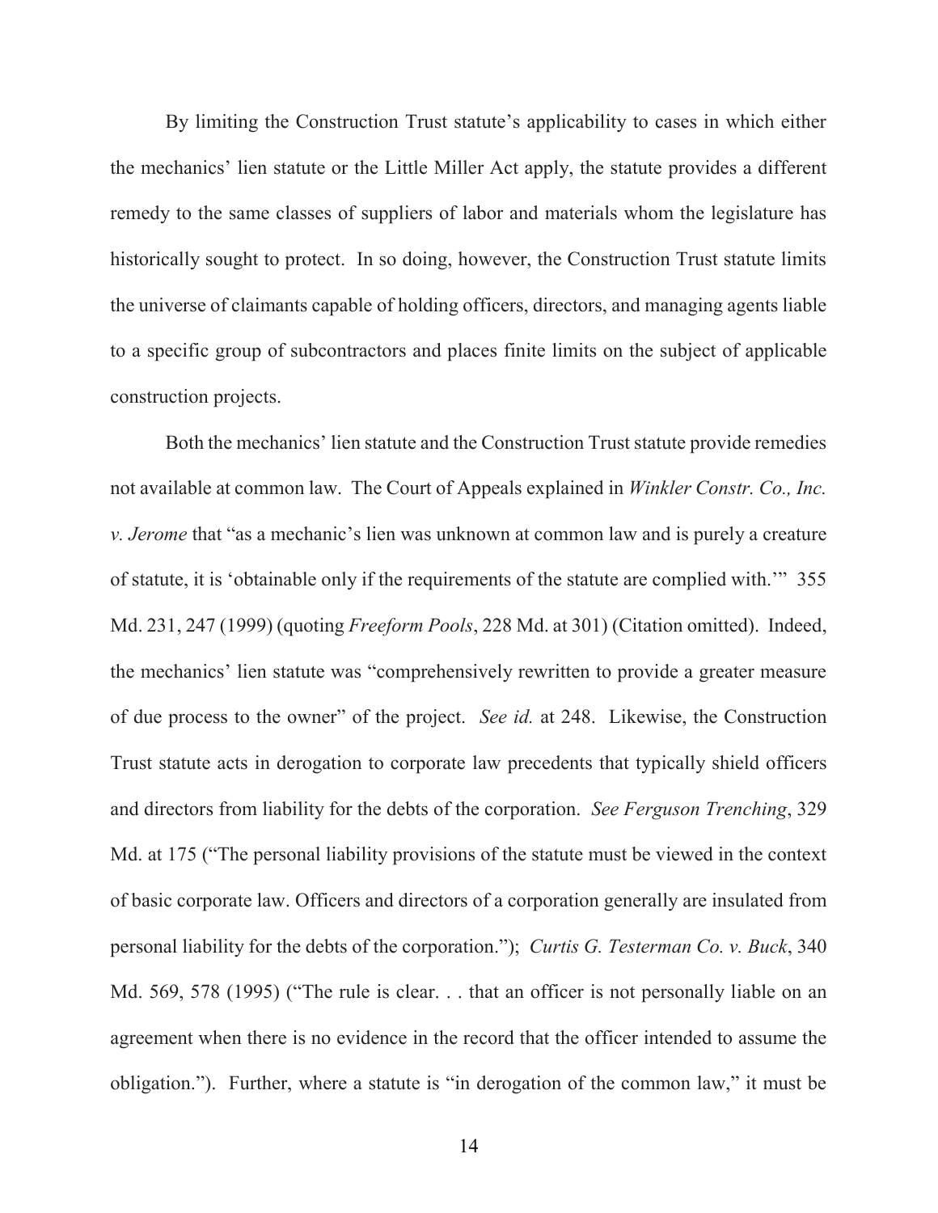By limiting the Construction Trust statute's applicability to cases in which either the mechanics' lien statute or the Little Miller Act apply, the statute provides a different remedy to the same classes of suppliers of labor and materials whom the legislature has historically sought to protect. In so doing, however, the Construction Trust statute limits the universe of claimants capable of holding officers, directors, and managing agents liable to a specific group of subcontractors and places finite limits on the subject of applicable construction projects.

Both the mechanics' lien statute and the Construction Trust statute provide remedies not available at common law. The Court of Appeals explained in *Winkler Constr. Co., Inc. v. Jerome* that "as a mechanic's lien was unknown at common law and is purely a creature of statute, it is 'obtainable only if the requirements of the statute are complied with.'" 355 Md. 231, 247 (1999) (quoting *Freeform Pools*, 228 Md. at 301) (Citation omitted). Indeed, the mechanics' lien statute was "comprehensively rewritten to provide a greater measure of due process to the owner" of the project. *See id.* at 248. Likewise, the Construction Trust statute acts in derogation to corporate law precedents that typically shield officers and directors from liability for the debts of the corporation. *See Ferguson Trenching*, 329 Md. at 175 ("The personal liability provisions of the statute must be viewed in the context of basic corporate law. Officers and directors of a corporation generally are insulated from personal liability for the debts of the corporation."); *Curtis G. Testerman Co. v. Buck*, 340 Md. 569, 578 (1995) ("The rule is clear. . . that an officer is not personally liable on an agreement when there is no evidence in the record that the officer intended to assume the obligation."). Further, where a statute is "in derogation of the common law," it must be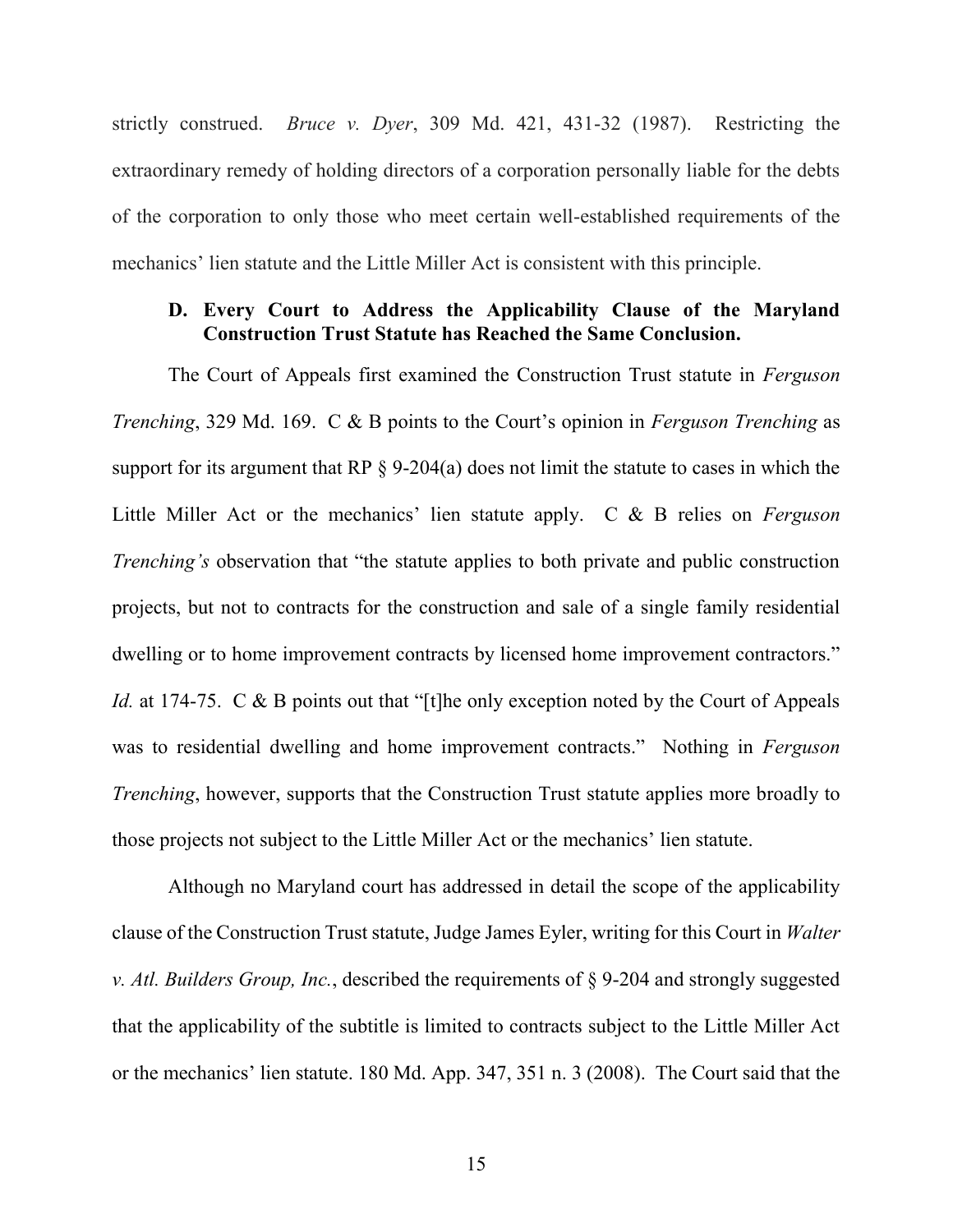strictly construed. *Bruce v. Dyer*, 309 Md. 421, 431-32 (1987). Restricting the extraordinary remedy of holding directors of a corporation personally liable for the debts of the corporation to only those who meet certain well-established requirements of the mechanics' lien statute and the Little Miller Act is consistent with this principle.

### D. Every Court to Address the Applicability Clause of the Maryland Construction Trust Statute has Reached the Same Conclusion.

The Court of Appeals first examined the Construction Trust statute in *Ferguson Trenching*, 329 Md. 169. C & B points to the Court's opinion in *Ferguson Trenching* as support for its argument that RP § 9-204(a) does not limit the statute to cases in which the Little Miller Act or the mechanics' lien statute apply. C & B relies on *Ferguson Trenching's* observation that "the statute applies to both private and public construction projects, but not to contracts for the construction and sale of a single family residential dwelling or to home improvement contracts by licensed home improvement contractors." *Id.* at 174-75. C & B points out that "[t]he only exception noted by the Court of Appeals was to residential dwelling and home improvement contracts." Nothing in *Ferguson Trenching*, however, supports that the Construction Trust statute applies more broadly to those projects not subject to the Little Miller Act or the mechanics' lien statute.

Although no Maryland court has addressed in detail the scope of the applicability clause of the Construction Trust statute, Judge James Eyler, writing for this Court in *Walter v. Atl. Builders Group, Inc.*, described the requirements of § 9-204 and strongly suggested that the applicability of the subtitle is limited to contracts subject to the Little Miller Act or the mechanics' lien statute. 180 Md. App. 347, 351 n. 3 (2008). The Court said that the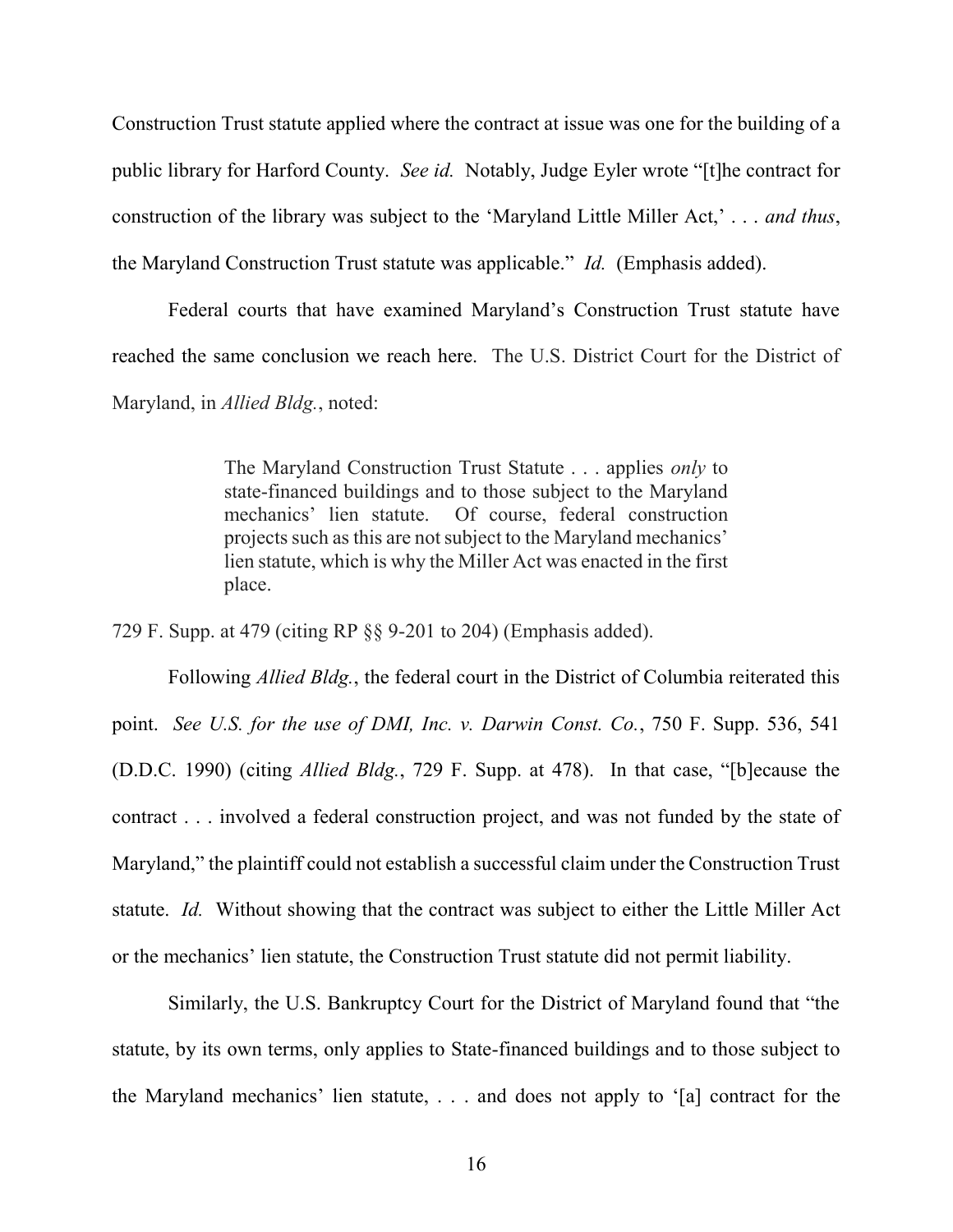Construction Trust statute applied where the contract at issue was one for the building of a public library for Harford County. *See id.* Notably, Judge Eyler wrote "[t]he contract for construction of the library was subject to the 'Maryland Little Miller Act,' . . . *and thus*, the Maryland Construction Trust statute was applicable." *Id.* (Emphasis added).

Federal courts that have examined Maryland's Construction Trust statute have reached the same conclusion we reach here. The U.S. District Court for the District of Maryland, in *Allied Bldg.*, noted:

> The Maryland Construction Trust Statute . . . applies *only* to state-financed buildings and to those subject to the Maryland mechanics' lien statute. Of course, federal construction projects such as this are not subject to the Maryland mechanics' lien statute, which is why the Miller Act was enacted in the first place.

729 F. Supp. at 479 (citing RP §§ 9-201 to 204) (Emphasis added).

Following *Allied Bldg.*, the federal court in the District of Columbia reiterated this point. *See U.S. for the use of DMI, Inc. v. Darwin Const. Co.*, 750 F. Supp. 536, 541 (D.D.C. 1990) (citing *Allied Bldg.*, 729 F. Supp. at 478). In that case, "[b]ecause the contract . . . involved a federal construction project, and was not funded by the state of Maryland," the plaintiff could not establish a successful claim under the Construction Trust statute. *Id.* Without showing that the contract was subject to either the Little Miller Act or the mechanics' lien statute, the Construction Trust statute did not permit liability.

Similarly, the U.S. Bankruptcy Court for the District of Maryland found that "the statute, by its own terms, only applies to State-financed buildings and to those subject to the Maryland mechanics' lien statute, . . . and does not apply to '[a] contract for the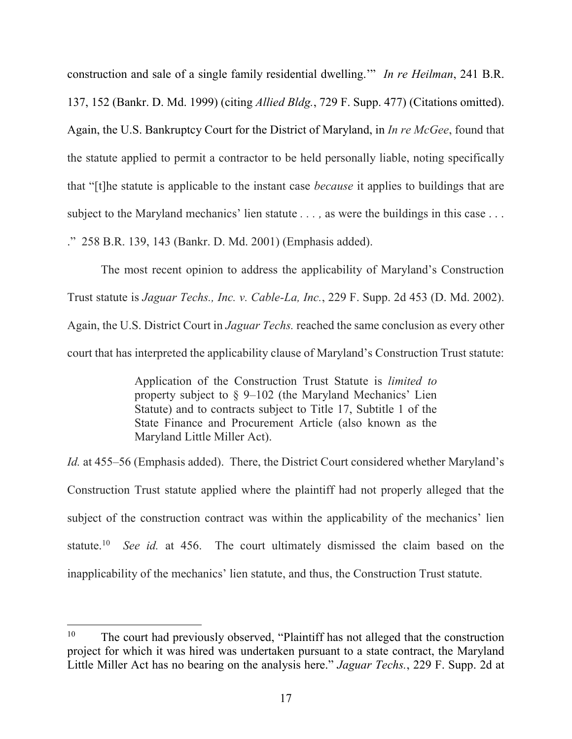construction and sale of a single family residential dwelling.'" *In re Heilman*, 241 B.R. 137, 152 (Bankr. D. Md. 1999) (citing *Allied Bldg.*, 729 F. Supp. 477) (Citations omitted). Again, the U.S. Bankruptcy Court for the District of Maryland, in *In re McGee*, found that the statute applied to permit a contractor to be held personally liable, noting specifically that "[t]he statute is applicable to the instant case *because* it applies to buildings that are subject to the Maryland mechanics' lien statute . . . , as were the buildings in this case . . . ." 258 B.R. 139, 143 (Bankr. D. Md. 2001) (Emphasis added).

The most recent opinion to address the applicability of Maryland's Construction Trust statute is *Jaguar Techs., Inc. v. Cable-La, Inc.*, 229 F. Supp. 2d 453 (D. Md. 2002). Again, the U.S. District Court in *Jaguar Techs.* reached the same conclusion as every other court that has interpreted the applicability clause of Maryland's Construction Trust statute:

> Application of the Construction Trust Statute is *limited to* property subject to § 9–102 (the Maryland Mechanics' Lien Statute) and to contracts subject to Title 17, Subtitle 1 of the State Finance and Procurement Article (also known as the Maryland Little Miller Act).

*Id.* at 455–56 (Emphasis added). There, the District Court considered whether Maryland's Construction Trust statute applied where the plaintiff had not properly alleged that the subject of the construction contract was within the applicability of the mechanics' lien statute.[10] *See id.* at 456. The court ultimately dismissed the claim based on the inapplicability of the mechanics' lien statute, and thus, the Construction Trust statute.

---

[10] The court had previously observed, "Plaintiff has not alleged that the construction project for which it was hired was undertaken pursuant to a state contract, the Maryland Little Miller Act has no bearing on the analysis here." *Jaguar Techs.*, 229 F. Supp. 2d at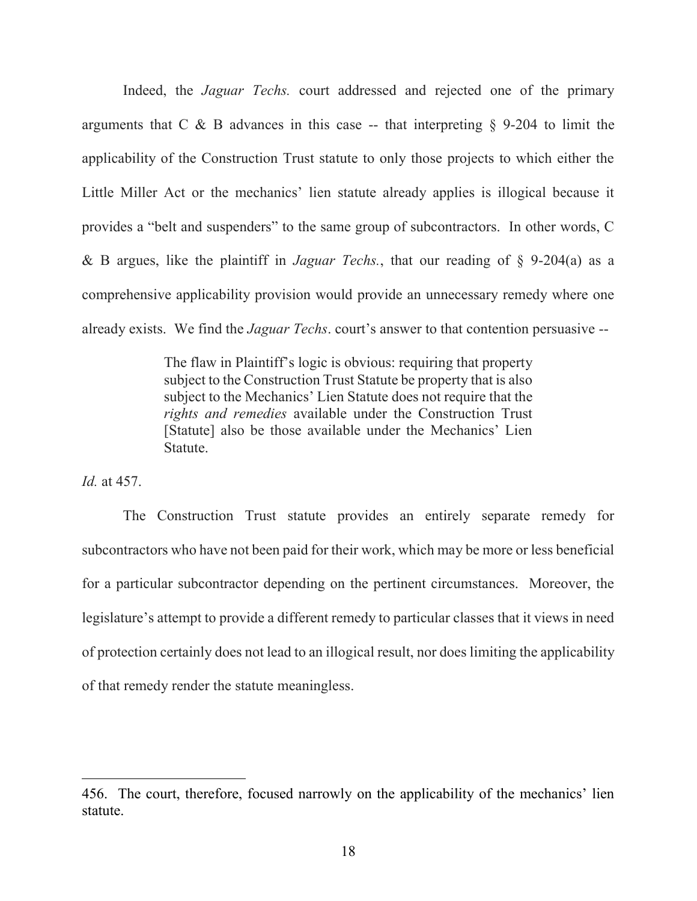Indeed, the *Jaguar Techs.* court addressed and rejected one of the primary arguments that C & B advances in this case -- that interpreting § 9-204 to limit the applicability of the Construction Trust statute to only those projects to which either the Little Miller Act or the mechanics' lien statute already applies is illogical because it provides a "belt and suspenders" to the same group of subcontractors. In other words, C & B argues, like the plaintiff in *Jaguar Techs.*, that our reading of § 9-204(a) as a comprehensive applicability provision would provide an unnecessary remedy where one already exists. We find the *Jaguar Techs*. court's answer to that contention persuasive --

> The flaw in Plaintiff's logic is obvious: requiring that property subject to the Construction Trust Statute be property that is also subject to the Mechanics' Lien Statute does not require that the *rights and remedies* available under the Construction Trust [Statute] also be those available under the Mechanics' Lien Statute.

*Id.* at 457.

The Construction Trust statute provides an entirely separate remedy for subcontractors who have not been paid for their work, which may be more or less beneficial for a particular subcontractor depending on the pertinent circumstances. Moreover, the legislature's attempt to provide a different remedy to particular classes that it views in need of protection certainly does not lead to an illogical result, nor does limiting the applicability of that remedy render the statute meaningless.

---

456. The court, therefore, focused narrowly on the applicability of the mechanics' lien statute.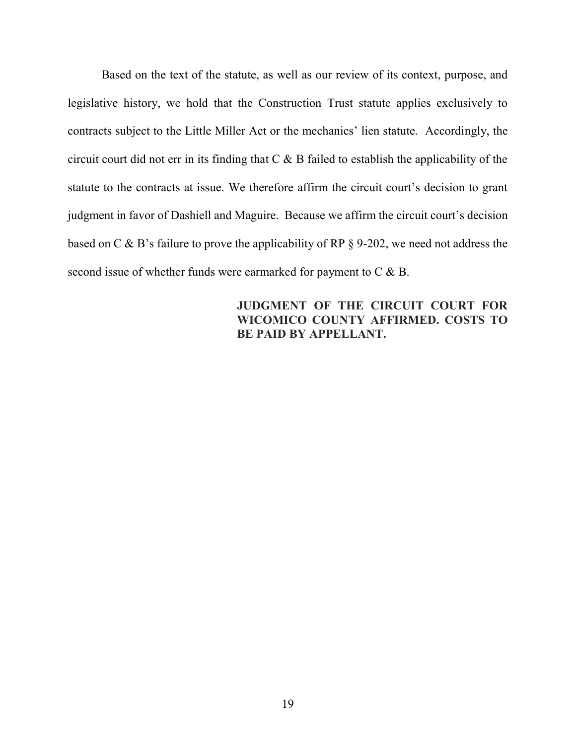Based on the text of the statute, as well as our review of its context, purpose, and legislative history, we hold that the Construction Trust statute applies exclusively to contracts subject to the Little Miller Act or the mechanics' lien statute. Accordingly, the circuit court did not err in its finding that C & B failed to establish the applicability of the statute to the contracts at issue. We therefore affirm the circuit court's decision to grant judgment in favor of Dashiell and Maguire. Because we affirm the circuit court's decision based on C & B's failure to prove the applicability of RP § 9-202, we need not address the second issue of whether funds were earmarked for payment to C & B.

**JUDGMENT OF THE CIRCUIT COURT FOR WICOMICO COUNTY AFFIRMED. COSTS TO BE PAID BY APPELLANT.**